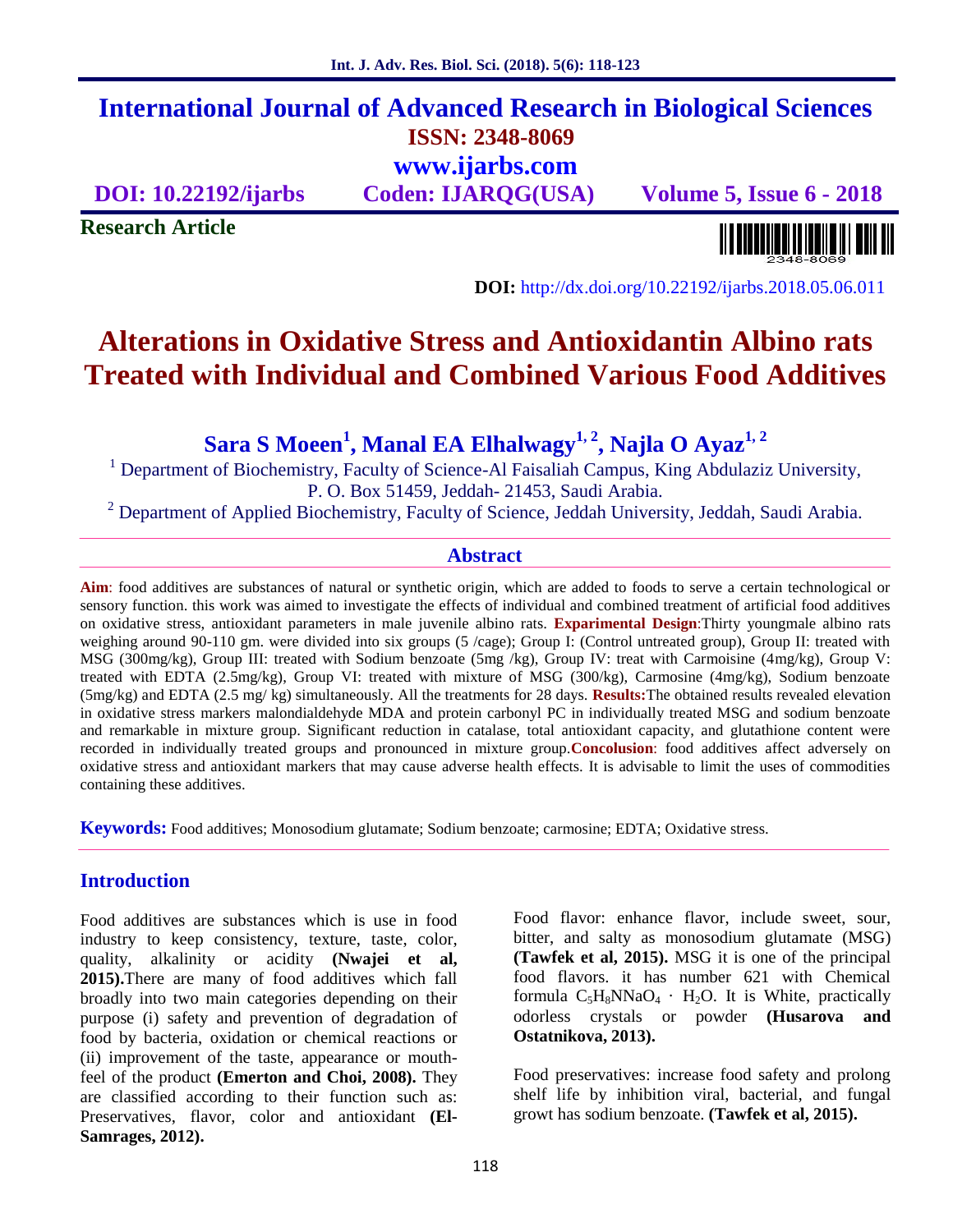# International Journal of Advanced Research in Biological Sciences

**ISSN: 2348-8069**

**www.ijarbs.com**

**DOI: 10.22192/ijarbs** **Coden: IJARQG(USA)** **Volume 5, Issue 6 - 2018**

**Research Article**

**DOI:** http://dx.doi.org/10.22192/ijarbs.2018.05.06.011

# Alterations in Oxidative Stress and Antioxidantin Albino rats Treated with Individual and Combined Various Food Additives

## Sara S Moeen[1], Manal EA Elhalwagy[1, 2], Najla O Ayaz[1, 2]

[1] Department of Biochemistry, Faculty of Science-Al Faisaliah Campus, King Abdulaziz University, P. O. Box 51459, Jeddah- 21453, Saudi Arabia.

[2] Department of Applied Biochemistry, Faculty of Science, Jeddah University, Jeddah, Saudi Arabia.

## Abstract

**Aim**: food additives are substances of natural or synthetic origin, which are added to foods to serve a certain technological or sensory function. this work was aimed to investigate the effects of individual and combined treatment of artificial food additives on oxidative stress, antioxidant parameters in male juvenile albino rats. **Exparimental Design**:Thirty youngmale albino rats weighing around 90-110 gm. were divided into six groups (5 /cage); Group I: (Control untreated group), Group II: treated with MSG (300mg/kg), Group III: treated with Sodium benzoate (5mg /kg), Group IV: treat with Carmoisine (4mg/kg), Group V: treated with EDTA (2.5mg/kg), Group VI: treated with mixture of MSG (300/kg), Carmosine (4mg/kg), Sodium benzoate (5mg/kg) and EDTA (2.5 mg/ kg) simultaneously. All the treatments for 28 days. **Results:**The obtained results revealed elevation in oxidative stress markers malondialdehyde MDA and protein carbonyl PC in individually treated MSG and sodium benzoate and remarkable in mixture group. Significant reduction in catalase, total antioxidant capacity, and glutathione content were recorded in individually treated groups and pronounced in mixture group.**Concolusion**: food additives affect adversely on oxidative stress and antioxidant markers that may cause adverse health effects. It is advisable to limit the uses of commodities containing these additives.

**Keywords:** Food additives; Monosodium glutamate; Sodium benzoate; carmosine; EDTA; Oxidative stress.

## Introduction

Food additives are substances which is use in food industry to keep consistency, texture, taste, color, quality, alkalinity or acidity **(Nwajei et al, 2015).**There are many of food additives which fall broadly into two main categories depending on their purpose (i) safety and prevention of degradation of food by bacteria, oxidation or chemical reactions or (ii) improvement of the taste, appearance or mouth-feel of the product **(Emerton and Choi, 2008).** They are classified according to their function such as: Preservatives, flavor, color and antioxidant **(El-Samrages, 2012).**

Food flavor: enhance flavor, include sweet, sour, bitter, and salty as monosodium glutamate (MSG) **(Tawfek et al, 2015).** MSG it is one of the principal food flavors. it has number 621 with Chemical formula $C_5H_8NNaO_4 \cdot H_2O$. It is White, practically odorless crystals or powder **(Husarova and Ostatnikova, 2013).**

Food preservatives: increase food safety and prolong shelf life by inhibition viral, bacterial, and fungal growt has sodium benzoate. **(Tawfek et al, 2015).**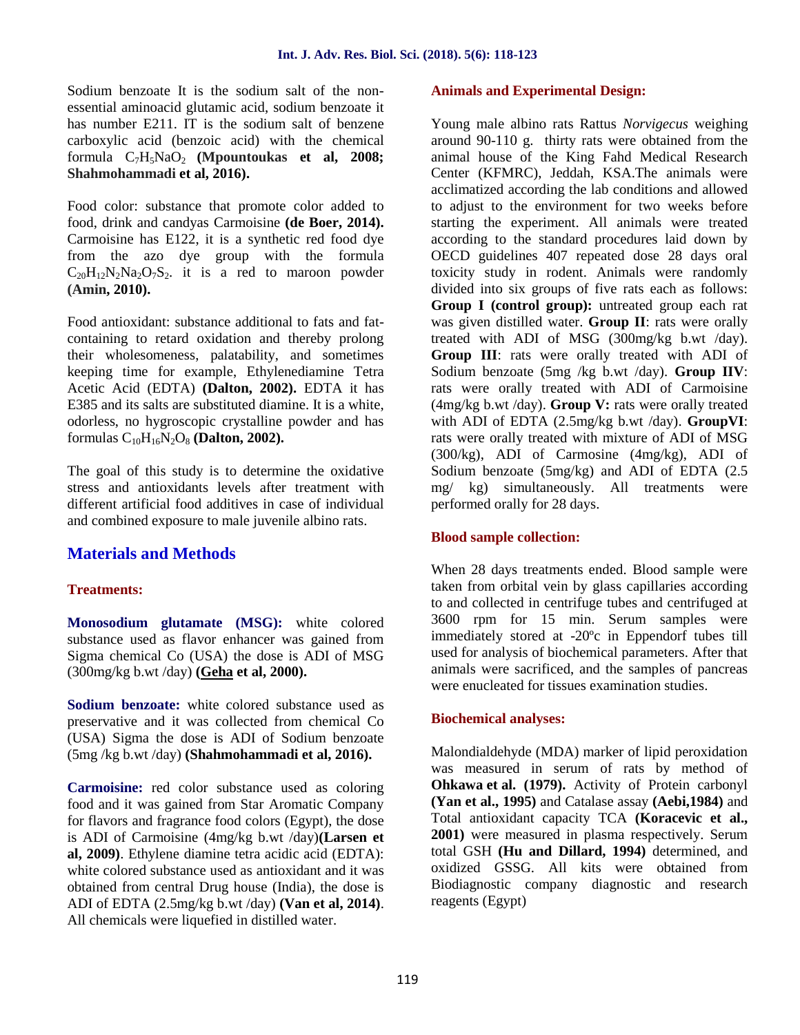Sodium benzoate It is the sodium salt of the non-essential aminoacid glutamic acid, sodium benzoate it has number E211. IT is the sodium salt of benzene carboxylic acid (benzoic acid) with the chemical formula $C_7H_5NaO_2$ **(Mpountoukas et al, 2008; Shahmohammadi et al, 2016).**

Food color: substance that promote color added to food, drink and candyas Carmoisine **(de Boer, 2014).** Carmoisine has E122, it is a synthetic red food dye from the azo dye group with the formula $C_{20}H_{12}N_2Na_2O_7S_2$. it is a red to maroon powder **(Amin, 2010).**

Food antioxidant: substance additional to fats and fat-containing to retard oxidation and thereby prolong their wholesomeness, palatability, and sometimes keeping time for example, Ethylenediamine Tetra Acetic Acid (EDTA) **(Dalton, 2002).** EDTA it has E385 and its salts are substituted diamine. It is a white, odorless, no hygroscopic crystalline powder and has formulas $C_{10}H_{16}N_2O_8$ **(Dalton, 2002).**

The goal of this study is to determine the oxidative stress and antioxidants levels after treatment with different artificial food additives in case of individual and combined exposure to male juvenile albino rats.

## Materials and Methods

### Treatments:

**Monosodium glutamate (MSG):** white colored substance used as flavor enhancer was gained from Sigma chemical Co (USA) the dose is ADI of MSG (300mg/kg b.wt /day) **(Geha et al, 2000).**

**Sodium benzoate:** white colored substance used as preservative and it was collected from chemical Co (USA) Sigma the dose is ADI of Sodium benzoate (5mg /kg b.wt /day) **(Shahmohammadi et al, 2016).**

**Carmoisine:** red color substance used as coloring food and it was gained from Star Aromatic Company for flavors and fragrance food colors (Egypt), the dose is ADI of Carmoisine (4mg/kg b.wt /day)**(Larsen et al, 2009)**. Ethylene diamine tetra acidic acid (EDTA): white colored substance used as antioxidant and it was obtained from central Drug house (India), the dose is ADI of EDTA (2.5mg/kg b.wt /day) **(Van et al, 2014)**. All chemicals were liquefied in distilled water.

### Animals and Experimental Design:

Young male albino rats Rattus *Norvigecus* weighing around 90-110 g. thirty rats were obtained from the animal house of the King Fahd Medical Research Center (KFMRC), Jeddah, KSA.The animals were acclimatized according the lab conditions and allowed to adjust to the environment for two weeks before starting the experiment. All animals were treated according to the standard procedures laid down by OECD guidelines 407 repeated dose 28 days oral toxicity study in rodent. Animals were randomly divided into six groups of five rats each as follows: **Group I (control group):** untreated group each rat was given distilled water. **Group II**: rats were orally treated with ADI of MSG (300mg/kg b.wt /day). **Group III**: rats were orally treated with ADI of Sodium benzoate (5mg /kg b.wt /day). **Group IIV**: rats were orally treated with ADI of Carmoisine (4mg/kg b.wt /day). **Group V:** rats were orally treated with ADI of EDTA (2.5mg/kg b.wt /day). **GroupVI**: rats were orally treated with mixture of ADI of MSG (300/kg), ADI of Carmosine (4mg/kg), ADI of Sodium benzoate (5mg/kg) and ADI of EDTA (2.5 mg/ kg) simultaneously. All treatments were performed orally for 28 days.

### Blood sample collection:

When 28 days treatments ended. Blood sample were taken from orbital vein by glass capillaries according to and collected in centrifuge tubes and centrifuged at 3600 rpm for 15 min. Serum samples were immediately stored at -20ºc in Eppendorf tubes till used for analysis of biochemical parameters. After that animals were sacrificed, and the samples of pancreas were enucleated for tissues examination studies.

### Biochemical analyses:

Malondialdehyde (MDA) marker of lipid peroxidation was measured in serum of rats by method of **Ohkawa et al. (1979).** Activity of Protein carbonyl **(Yan et al., 1995)** and Catalase assay **(Aebi,1984)** and Total antioxidant capacity TCA **(Koracevic et al., 2001)** were measured in plasma respectively. Serum total GSH **(Hu and Dillard, 1994)** determined, and oxidized GSSG. All kits were obtained from Biodiagnostic company diagnostic and research reagents (Egypt)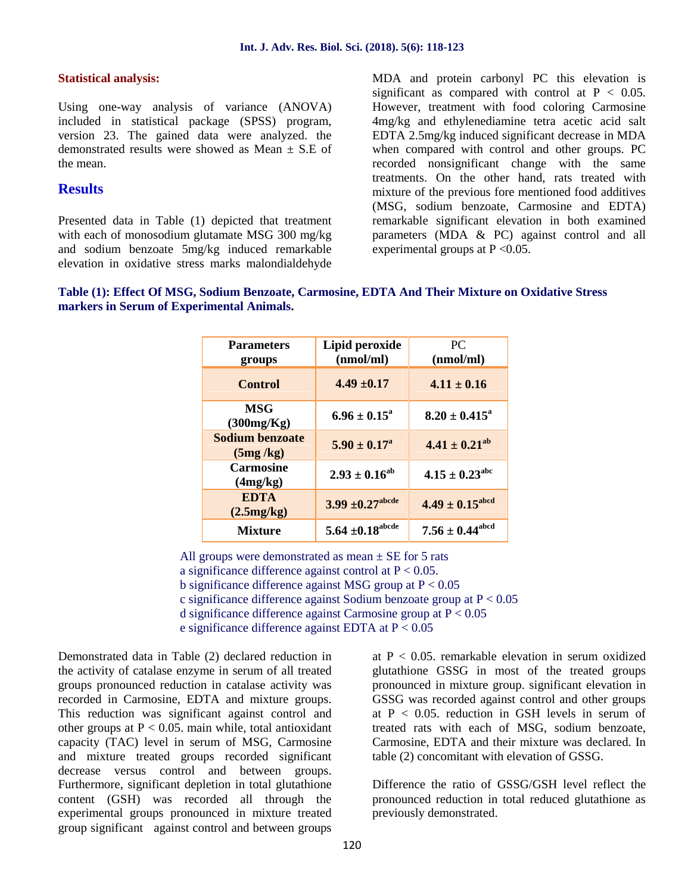### Statistical analysis:

Using one-way analysis of variance (ANOVA) included in statistical package (SPSS) program, version 23. The gained data were analyzed. the demonstrated results were showed as Mean ± S.E of the mean.

## Results

Presented data in Table (1) depicted that treatment with each of monosodium glutamate MSG 300 mg/kg and sodium benzoate 5mg/kg induced remarkable elevation in oxidative stress marks malondialdehyde MDA and protein carbonyl PC this elevation is significant as compared with control at $P < 0.05$. However, treatment with food coloring Carmosine 4mg/kg and ethylenediamine tetra acetic acid salt EDTA 2.5mg/kg induced significant decrease in MDA when compared with control and other groups. PC recorded nonsignificant change with the same treatments. On the other hand, rats treated with mixture of the previous fore mentioned food additives (MSG, sodium benzoate, Carmosine and EDTA) remarkable significant elevation in both examined parameters (MDA & PC) against control and all experimental groups at $P <0.05$.

**Table (1): Effect Of MSG, Sodium Benzoate, Carmosine, EDTA And Their Mixture on Oxidative Stress markers in Serum of Experimental Animals.**

| Parameters groups | Lipid peroxide (nmol/ml) | PC (nmol/ml) |
|---|---|---|
| **Control** | **4.49 ±0.17** | **4.11 ± 0.16** |
| **MSG (300mg/Kg)** | **6.96 ± 0.15[a]** | **8.20 ± 0.415[a]** |
| **Sodium benzoate (5mg /kg)** | **5.90 ± 0.17[a]** | **4.41 ± 0.21[ab]** |
| **Carmosine (4mg/kg)** | **2.93 ± 0.16[ab]** | **4.15 ± 0.23[abc]** |
| **EDTA (2.5mg/kg)** | **3.99 ±0.27[abcde]** | **4.49 ± 0.15[abcd]** |
| **Mixture** | **5.64 ±0.18[abcde]** | **7.56 ± 0.44[abcd]** |

All groups were demonstrated as mean ± SE for 5 rats
a significance difference against control at $P < 0.05$.
b significance difference against MSG group at $P < 0.05$
c significance difference against Sodium benzoate group at $P < 0.05$
d significance difference against Carmosine group at $P < 0.05$
e significance difference against EDTA at $P < 0.05$

Demonstrated data in Table (2) declared reduction in the activity of catalase enzyme in serum of all treated groups pronounced reduction in catalase activity was recorded in Carmosine, EDTA and mixture groups. This reduction was significant against control and other groups at $P < 0.05$. main while, total antioxidant capacity (TAC) level in serum of MSG, Carmosine and mixture treated groups recorded significant decrease versus control and between groups. Furthermore, significant depletion in total glutathione content (GSH) was recorded all through the experimental groups pronounced in mixture treated group significant against control and between groups at $P < 0.05$. remarkable elevation in serum oxidized glutathione GSSG in most of the treated groups pronounced in mixture group. significant elevation in GSSG was recorded against control and other groups at $P < 0.05$. reduction in GSH levels in serum of treated rats with each of MSG, sodium benzoate, Carmosine, EDTA and their mixture was declared. In table (2) concomitant with elevation of GSSG.

Difference the ratio of GSSG/GSH level reflect the pronounced reduction in total reduced glutathione as previously demonstrated.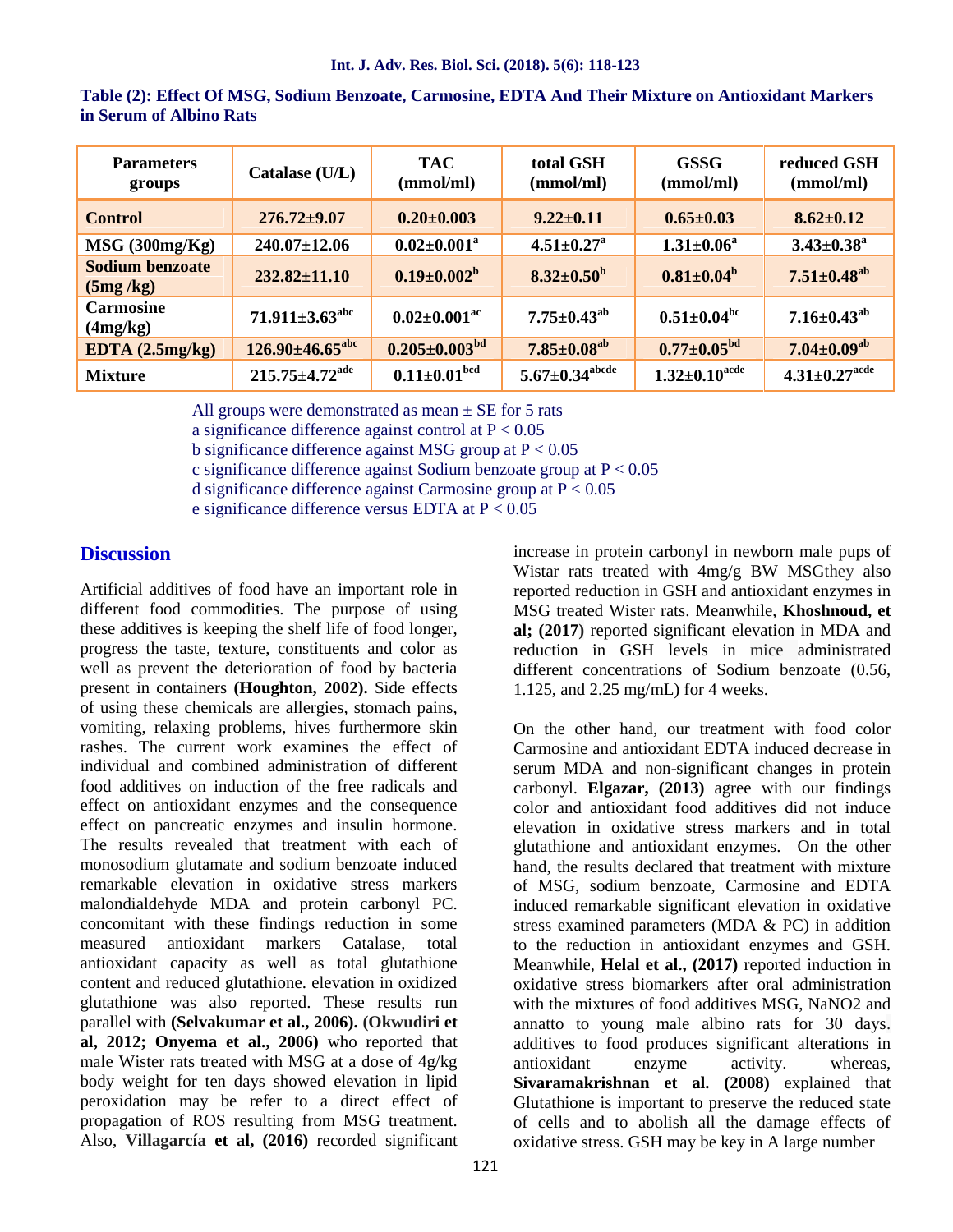**Table (2): Effect Of MSG, Sodium Benzoate, Carmosine, EDTA And Their Mixture on Antioxidant Markers in Serum of Albino Rats**

| Parameters groups | Catalase (U/L) | TAC (mmol/ml) | total GSH (mmol/ml) | GSSG (mmol/ml) | reduced GSH (mmol/ml) |
|---|---|---|---|---|---|
| **Control** | **276.72±9.07** | **0.20±0.003** | **9.22±0.11** | **0.65±0.03** | **8.62±0.12** |
| **MSG (300mg/Kg)** | **240.07±12.06** | **0.02±0.001[a]** | **4.51±0.27[a]** | **1.31±0.06[a]** | **3.43±0.38[a]** |
| **Sodium benzoate (5mg /kg)** | **232.82±11.10** | **0.19±0.002[b]** | **8.32±0.50[b]** | **0.81±0.04[b]** | **7.51±0.48[ab]** |
| **Carmosine (4mg/kg)** | **71.911±3.63[abc]** | **0.02±0.001[ac]** | **7.75±0.43[ab]** | **0.51±0.04[bc]** | **7.16±0.43[ab]** |
| **EDTA (2.5mg/kg)** | **126.90±46.65[abc]** | **0.205±0.003[bd]** | **7.85±0.08[ab]** | **0.77±0.05[bd]** | **7.04±0.09[ab]** |
| **Mixture** | **215.75±4.72[ade]** | **0.11±0.01[bcd]** | **5.67±0.34[abcde]** | **1.32±0.10[acde]** | **4.31±0.27[acde]** |

All groups were demonstrated as mean ± SE for 5 rats  
a significance difference against control at $P < 0.05$  
b significance difference against MSG group at $P < 0.05$  
c significance difference against Sodium benzoate group at $P < 0.05$  
d significance difference against Carmosine group at $P < 0.05$  
e significance difference versus EDTA at $P < 0.05$

## Discussion

Artificial additives of food have an important role in different food commodities. The purpose of using these additives is keeping the shelf life of food longer, progress the taste, texture, constituents and color as well as prevent the deterioration of food by bacteria present in containers **(Houghton, 2002).** Side effects of using these chemicals are allergies, stomach pains, vomiting, relaxing problems, hives furthermore skin rashes. The current work examines the effect of individual and combined administration of different food additives on induction of the free radicals and effect on antioxidant enzymes and the consequence effect on pancreatic enzymes and insulin hormone. The results revealed that treatment with each of monosodium glutamate and sodium benzoate induced remarkable elevation in oxidative stress markers malondialdehyde MDA and protein carbonyl PC. concomitant with these findings reduction in some measured antioxidant markers Catalase, total antioxidant capacity as well as total glutathione content and reduced glutathione. elevation in oxidized glutathione was also reported. These results run parallel with **(Selvakumar et al., 2006). (Okwudiri et al, 2012; Onyema et al., 2006)** who reported that male Wister rats treated with MSG at a dose of 4g/kg body weight for ten days showed elevation in lipid peroxidation may be refer to a direct effect of propagation of ROS resulting from MSG treatment. Also, **Villagarcía et al, (2016)** recorded significant increase in protein carbonyl in newborn male pups of Wistar rats treated with 4mg/g BW MSGthey also reported reduction in GSH and antioxidant enzymes in MSG treated Wister rats. Meanwhile, **Khoshnoud, et al; (2017)** reported significant elevation in MDA and reduction in GSH levels in mice administrated different concentrations of Sodium benzoate (0.56, 1.125, and 2.25 mg/mL) for 4 weeks.

On the other hand, our treatment with food color Carmosine and antioxidant EDTA induced decrease in serum MDA and non-significant changes in protein carbonyl. **Elgazar, (2013)** agree with our findings color and antioxidant food additives did not induce elevation in oxidative stress markers and in total glutathione and antioxidant enzymes. On the other hand, the results declared that treatment with mixture of MSG, sodium benzoate, Carmosine and EDTA induced remarkable significant elevation in oxidative stress examined parameters (MDA & PC) in addition to the reduction in antioxidant enzymes and GSH. Meanwhile, **Helal et al., (2017)** reported induction in oxidative stress biomarkers after oral administration with the mixtures of food additives MSG, $NaNO_2$ and annatto to young male albino rats for 30 days. additives to food produces significant alterations in antioxidant enzyme activity. whereas, **Sivaramakrishnan et al. (2008)** explained that Glutathione is important to preserve the reduced state of cells and to abolish all the damage effects of oxidative stress. GSH may be key in A large number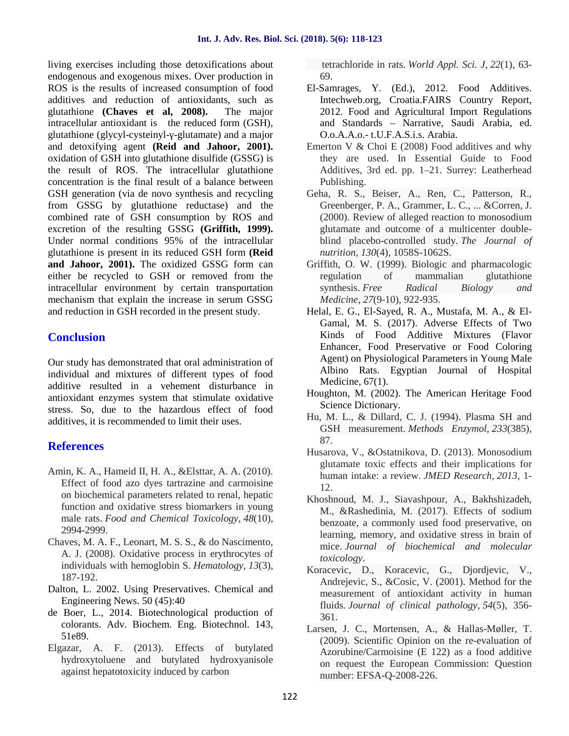living exercises including those detoxifications about endogenous and exogenous mixes. Over production in ROS is the results of increased consumption of food additives and reduction of antioxidants, such as glutathione **(Chaves et al, 2008).** The major intracellular antioxidant is the reduced form (GSH), glutathione (glycyl-cysteinyl-γ-glutamate) and a major and detoxifying agent **(Reid and Jahoor, 2001).** oxidation of GSH into glutathione disulfide (GSSG) is the result of ROS. The intracellular glutathione concentration is the final result of a balance between GSH generation (via de novo synthesis and recycling from GSSG by glutathione reductase) and the combined rate of GSH consumption by ROS and excretion of the resulting GSSG **(Griffith, 1999).** Under normal conditions 95% of the intracellular glutathione is present in its reduced GSH form **(Reid and Jahoor, 2001).** The oxidized GSSG form can either be recycled to GSH or removed from the intracellular environment by certain transportation mechanism that explain the increase in serum GSSG and reduction in GSH recorded in the present study.

## Conclusion

Our study has demonstrated that oral administration of individual and mixtures of different types of food additive resulted in a vehement disturbance in antioxidant enzymes system that stimulate oxidative stress. So, due to the hazardous effect of food additives, it is recommended to limit their uses.

## References

Amin, K. A., Hameid II, H. A., &Elsttar, A. A. (2010). Effect of food azo dyes tartrazine and carmoisine on biochemical parameters related to renal, hepatic function and oxidative stress biomarkers in young male rats. *Food and Chemical Toxicology*, *48*(10), 2994-2999.

Chaves, M. A. F., Leonart, M. S. S., & do Nascimento, A. J. (2008). Oxidative process in erythrocytes of individuals with hemoglobin S. *Hematology*, *13*(3), 187-192.

Dalton, L. 2002. Using Preservatives. Chemical and Engineering News. 50 (45):40

de Boer, L., 2014. Biotechnological production of colorants. Adv. Biochem. Eng. Biotechnol. 143, 51e89.

Elgazar, A. F. (2013). Effects of butylated hydroxytoluene and butylated hydroxyanisole against hepatotoxicity induced by carbon tetrachloride in rats. *World Appl. Sci. J*, *22*(1), 63-69.

El-Samrages, Y. (Ed.), 2012. Food Additives. Intechweb.org, Croatia.FAIRS Country Report, 2012. Food and Agricultural Import Regulations and Standards – Narrative, Saudi Arabia, ed. O.o.A.A.o.- t.U.F.A.S.i.s. Arabia.

Emerton V & Choi E (2008) Food additives and why they are used. In Essential Guide to Food Additives, 3rd ed. pp. 1–21. Surrey: Leatherhead Publishing.

Geha, R. S., Beiser, A., Ren, C., Patterson, R., Greenberger, P. A., Grammer, L. C., ... &Corren, J. (2000). Review of alleged reaction to monosodium glutamate and outcome of a multicenter double-blind placebo-controlled study. *The Journal of nutrition*, *130*(4), 1058S-1062S.

Griffith, O. W. (1999). Biologic and pharmacologic regulation of mammalian glutathione synthesis. *Free Radical Biology and Medicine*, *27*(9-10), 922-935.

Helal, E. G., El-Sayed, R. A., Mustafa, M. A., & El-Gamal, M. S. (2017). Adverse Effects of Two Kinds of Food Additive Mixtures (Flavor Enhancer, Food Preservative or Food Coloring Agent) on Physiological Parameters in Young Male Albino Rats. Egyptian Journal of Hospital Medicine, 67(1).

Houghton, M. (2002). The American Heritage Food Science Dictionary.

Hu, M. L., & Dillard, C. J. (1994). Plasma SH and GSH measurement. *Methods Enzymol*, *233*(385), 87.

Husarova, V., &Ostatnikova, D. (2013). Monosodium glutamate toxic effects and their implications for human intake: a review. *JMED Research*, *2013*, 1-12.

Khoshnoud, M. J., Siavashpour, A., Bakhshizadeh, M., &Rashedinia, M. (2017). Effects of sodium benzoate, a commonly used food preservative, on learning, memory, and oxidative stress in brain of mice. *Journal of biochemical and molecular toxicology*.

Koracevic, D., Koracevic, G., Djordjevic, V., Andrejevic, S., &Cosic, V. (2001). Method for the measurement of antioxidant activity in human fluids. *Journal of clinical pathology*, *54*(5), 356-361.

Larsen, J. C., Mortensen, A., & Hallas-Møller, T. (2009). Scientific Opinion on the re-evaluation of Azorubine/Carmoisine (E 122) as a food additive on request the European Commission: Question number: EFSA-Q-2008-226.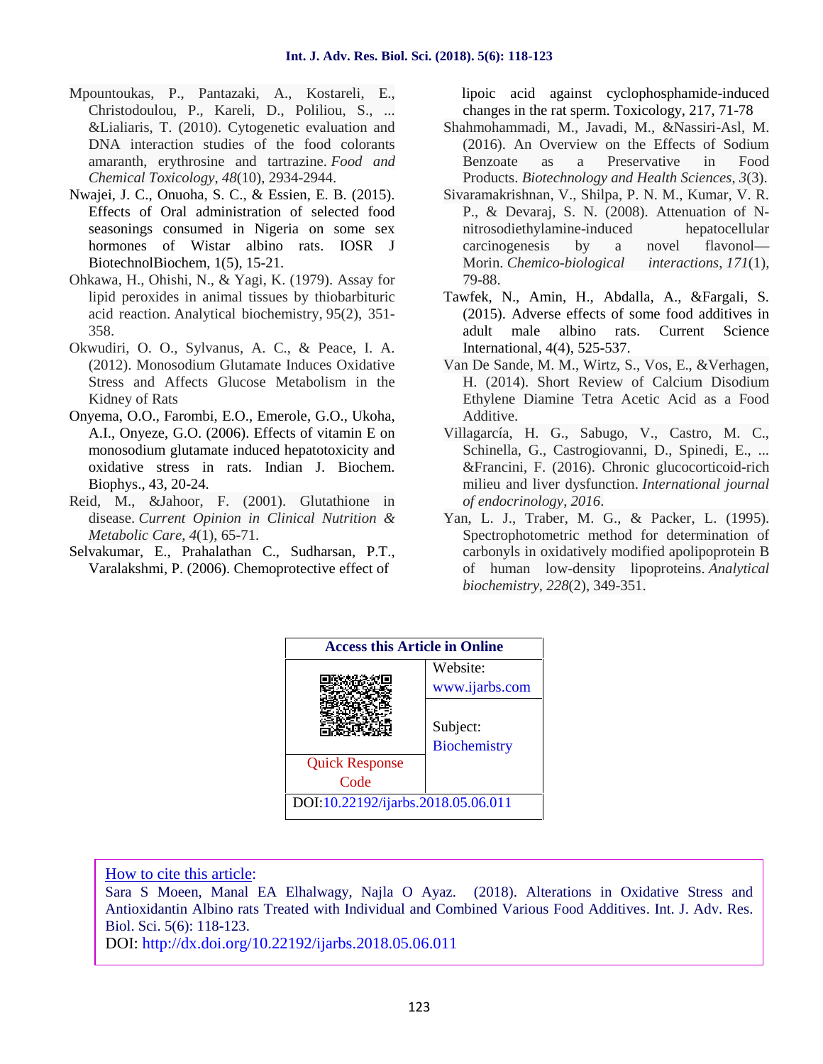Mpountoukas, P., Pantazaki, A., Kostareli, E., Christodoulou, P., Kareli, D., Poliliou, S., ... &Lialiaris, T. (2010). Cytogenetic evaluation and DNA interaction studies of the food colorants amaranth, erythrosine and tartrazine. *Food and Chemical Toxicology*, *48*(10), 2934-2944.

Nwajei, J. C., Onuoha, S. C., & Essien, E. B. (2015). Effects of Oral administration of selected food seasonings consumed in Nigeria on some sex hormones of Wistar albino rats. IOSR J BiotechnolBiochem, 1(5), 15-21.

Ohkawa, H., Ohishi, N., & Yagi, K. (1979). Assay for lipid peroxides in animal tissues by thiobarbituric acid reaction. Analytical biochemistry, 95(2), 351-358.

Okwudiri, O. O., Sylvanus, A. C., & Peace, I. A. (2012). Monosodium Glutamate Induces Oxidative Stress and Affects Glucose Metabolism in the Kidney of Rats

Onyema, O.O., Farombi, E.O., Emerole, G.O., Ukoha, A.I., Onyeze, G.O. (2006). Effects of vitamin E on monosodium glutamate induced hepatotoxicity and oxidative stress in rats. Indian J. Biochem. Biophys., 43, 20-24.

Reid, M., &Jahoor, F. (2001). Glutathione in disease. *Current Opinion in Clinical Nutrition & Metabolic Care*, *4*(1), 65-71.

Selvakumar, E., Prahalathan C., Sudharsan, P.T., Varalakshmi, P. (2006). Chemoprotective effect of lipoic acid against cyclophosphamide-induced changes in the rat sperm. Toxicology, 217, 71-78

Shahmohammadi, M., Javadi, M., &Nassiri-Asl, M. (2016). An Overview on the Effects of Sodium Benzoate as a Preservative in Food Products. *Biotechnology and Health Sciences*, *3*(3).

Sivaramakrishnan, V., Shilpa, P. N. M., Kumar, V. R. P., & Devaraj, S. N. (2008). Attenuation of N-nitrosodiethylamine-induced hepatocellular carcinogenesis by a novel flavonol—Morin. *Chemico-biological interactions*, *171*(1), 79-88.

Tawfek, N., Amin, H., Abdalla, A., &Fargali, S. (2015). Adverse effects of some food additives in adult male albino rats. Current Science International, 4(4), 525-537.

Van De Sande, M. M., Wirtz, S., Vos, E., &Verhagen, H. (2014). Short Review of Calcium Disodium Ethylene Diamine Tetra Acetic Acid as a Food Additive.

Villagarcía, H. G., Sabugo, V., Castro, M. C., Schinella, G., Castrogiovanni, D., Spinedi, E., ... &Francini, F. (2016). Chronic glucocorticoid-rich milieu and liver dysfunction. *International journal of endocrinology*, *2016*.

Yan, L. J., Traber, M. G., & Packer, L. (1995). Spectrophotometric method for determination of carbonyls in oxidatively modified apolipoprotein B of human low-density lipoproteins. *Analytical biochemistry*, *228*(2), 349-351.

| Access this Article in Online | |
|---|---|
| Quick Response Code | Website: www.ijarbs.com |
| | Subject: Biochemistry |
| DOI:10.22192/ijarbs.2018.05.06.011 | |

How to cite this article:
Sara S Moeen, Manal EA Elhalwagy, Najla O Ayaz. (2018). Alterations in Oxidative Stress and Antioxidantin Albino rats Treated with Individual and Combined Various Food Additives. Int. J. Adv. Res. Biol. Sci. 5(6): 118-123.
DOI: http://dx.doi.org/10.22192/ijarbs.2018.05.06.011